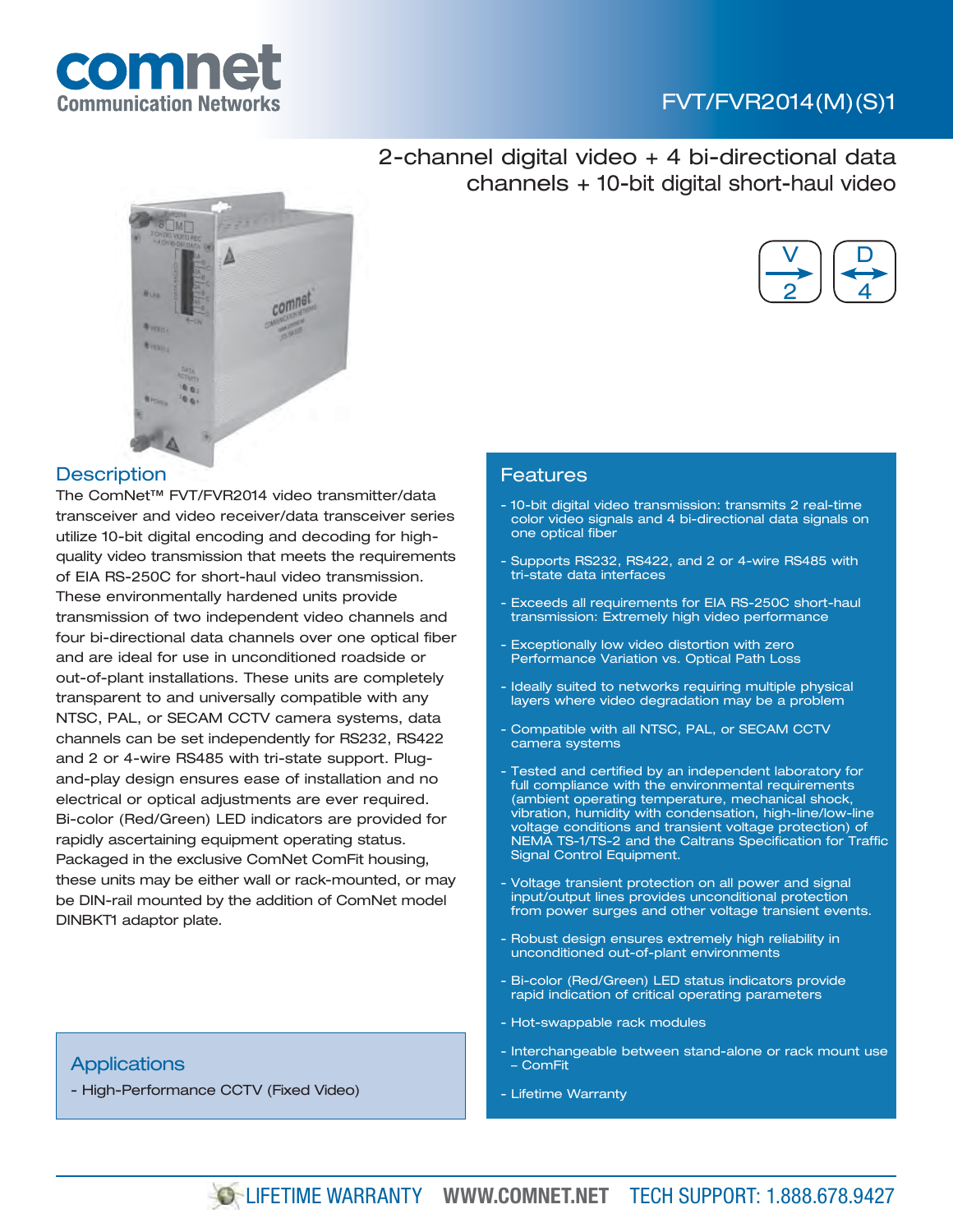# FVT/FVR2014(M)(S)1

## 2-channel digital video + 4 bi-directional data channels + 10-bit digital short-haul video

V 2 D 4

## Description

The ComNet™ FVT/FVR2014 video transmitter/data transceiver and video receiver/data transceiver series utilize 10-bit digital encoding and decoding for high-quality video transmission that meets the requirements of EIA RS-250C for short-haul video transmission. These environmentally hardened units provide transmission of two independent video channels and four bi-directional data channels over one optical fiber and are ideal for use in unconditioned roadside or out-of-plant installations. These units are completely transparent to and universally compatible with any NTSC, PAL, or SECAM CCTV camera systems, data channels can be set independently for RS232, RS422 and 2 or 4-wire RS485 with tri-state support. Plug-and-play design ensures ease of installation and no electrical or optical adjustments are ever required. Bi-color (Red/Green) LED indicators are provided for rapidly ascertaining equipment operating status. Packaged in the exclusive ComNet ComFit housing, these units may be either wall or rack-mounted, or may be DIN-rail mounted by the addition of ComNet model DINBKT1 adaptor plate.

## Applications

- High-Performance CCTV (Fixed Video)

## Features

- 10-bit digital video transmission: transmits 2 real-time color video signals and 4 bi-directional data signals on one optical fiber
- Supports RS232, RS422, and 2 or 4-wire RS485 with tri-state data interfaces
- Exceeds all requirements for EIA RS-250C short-haul transmission: Extremely high video performance
- Exceptionally low video distortion with zero Performance Variation vs. Optical Path Loss
- Ideally suited to networks requiring multiple physical layers where video degradation may be a problem
- Compatible with all NTSC, PAL, or SECAM CCTV camera systems
- Tested and certified by an independent laboratory for full compliance with the environmental requirements (ambient operating temperature, mechanical shock, vibration, humidity with condensation, high-line/low-line voltage conditions and transient voltage protection) of NEMA TS-1/TS-2 and the Caltrans Specification for Traffic Signal Control Equipment.
- Voltage transient protection on all power and signal input/output lines provides unconditional protection from power surges and other voltage transient events.
- Robust design ensures extremely high reliability in unconditioned out-of-plant environments
- Bi-color (Red/Green) LED status indicators provide rapid indication of critical operating parameters
- Hot-swappable rack modules
- Interchangeable between stand-alone or rack mount use – ComFit
- Lifetime Warranty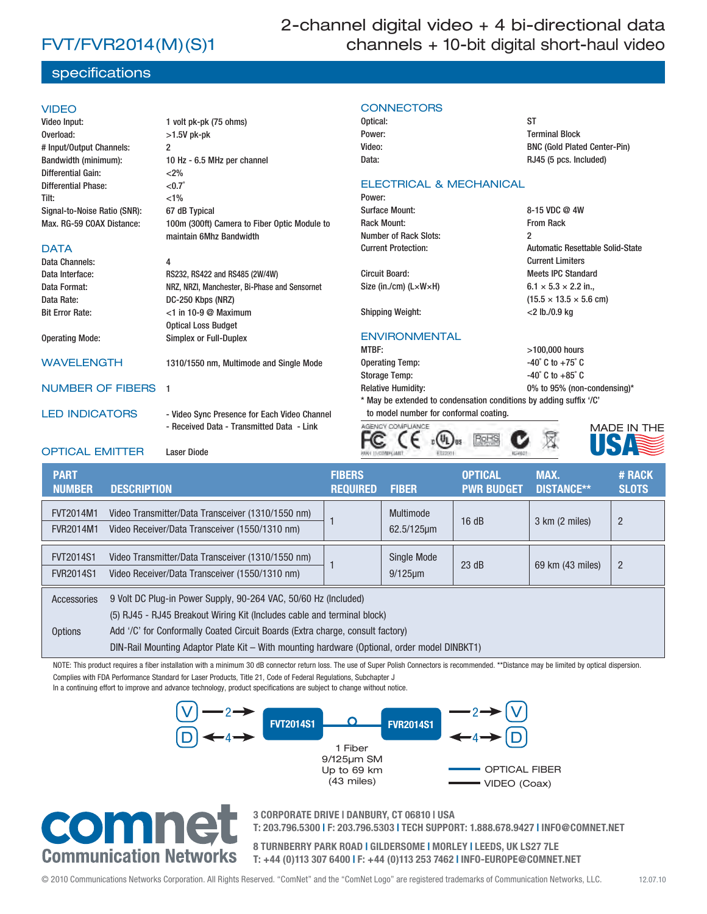# FVT/FVR2014(M)(S)1

## 2-channel digital video + 4 bi-directional data channels + 10-bit digital short-haul video

## specifications

### VIDEO

| | |
|---|---|
| Video Input: | 1 volt pk-pk (75 ohms) |
| Overload: | >1.5V pk-pk |
| # Input/Output Channels: | 2 |
| Bandwidth (minimum): | 10 Hz - 6.5 MHz per channel |
| Differential Gain: | <2% |
| Differential Phase: | <0.7˚ |
| Tilt: | <1% |
| Signal-to-Noise Ratio (SNR): | 67 dB Typical |
| Max. RG-59 COAX Distance: | 100m (300ft) Camera to Fiber Optic Module to maintain 6Mhz Bandwidth |

### DATA

| | |
|---|---|
| Data Channels: | 4 |
| Data Interface: | RS232, RS422 and RS485 (2W/4W) |
| Data Format: | NRZ, NRZI, Manchester, Bi-Phase and Sensornet |
| Data Rate: | DC-250 Kbps (NRZ) |
| Bit Error Rate: | <1 in 10-9 @ Maximum Optical Loss Budget |
| Operating Mode: | Simplex or Full-Duplex |

### WAVELENGTH
1310/1550 nm, Multimode and Single Mode

### NUMBER OF FIBERS
1

### LED INDICATORS
- Video Sync Presence for Each Video Channel
- Received Data - Transmitted Data - Link

### OPTICAL EMITTER
Laser Diode

### CONNECTORS

| | |
|---|---|
| Optical: | ST |
| Power: | Terminal Block |
| Video: | BNC (Gold Plated Center-Pin) |
| Data: | RJ45 (5 pcs. Included) |

### ELECTRICAL & MECHANICAL

| | |
|---|---|
| Power: | |
| Surface Mount: | 8-15 VDC @ 4W |
| Rack Mount: | From Rack |
| Number of Rack Slots: | 2 |
| Current Protection: | Automatic Resettable Solid-State Current Limiters |
| Circuit Board: | Meets IPC Standard |
| Size (in./cm) (L×W×H) | 6.1 × 5.3 × 2.2 in., (15.5 × 13.5 × 5.6 cm) |
| Shipping Weight: | <2 lb./0.9 kg |

### ENVIRONMENTAL

| | |
|---|---|
| MTBF: | >100,000 hours |
| Operating Temp: | -40˚ C to +75˚ C |
| Storage Temp: | -40˚ C to +85˚ C |
| Relative Humidity: | 0% to 95% (non-condensing)* |

\* May be extended to condensation conditions by adding suffix '/C' to model number for conformal coating.

AGENCY COMPLIANCE

MADE IN THE USA

| PART NUMBER | DESCRIPTION | FIBERS REQUIRED | FIBER | OPTICAL PWR BUDGET | MAX. DISTANCE** | # RACK SLOTS |
|---|---|---|---|---|---|---|
| FVT2014M1 | Video Transmitter/Data Transceiver (1310/1550 nm) | 1 | Multimode 62.5/125µm | 16 dB | 3 km (2 miles) | 2 |
| FVR2014M1 | Video Receiver/Data Transceiver (1550/1310 nm) | | | | | |
| FVT2014S1 | Video Transmitter/Data Transceiver (1310/1550 nm) | 1 | Single Mode 9/125µm | 23 dB | 69 km (43 miles) | 2 |
| FVR2014S1 | Video Receiver/Data Transceiver (1550/1310 nm) | | | | | |

| | |
|---|---|
| Accessories | 9 Volt DC Plug-in Power Supply, 90-264 VAC, 50/60 Hz (Included) |
| | (5) RJ45 - RJ45 Breakout Wiring Kit (Includes cable and terminal block) |
| Options | Add '/C' for Conformally Coated Circuit Boards (Extra charge, consult factory) |
| | DIN-Rail Mounting Adaptor Plate Kit – With mounting hardware (Optional, order model DINBKT1) |

NOTE: This product requires a fiber installation with a minimum 30 dB connector return loss. The use of Super Polish Connectors is recommended. **Distance may be limited by optical dispersion.
Complies with FDA Performance Standard for Laser Products, Title 21, Code of Federal Regulations, Subchapter J
In a continuing effort to improve and advance technology, product specifications are subject to change without notice.

V 2 FVT2014S1 FVR2014S1 2 V
D 4 4 D
1 Fiber
9/125µm SM
Up to 69 km
(43 miles)
OPTICAL FIBER
VIDEO (Coax)

comnet Communication Networks

3 CORPORATE DRIVE | DANBURY, CT 06810 | USA
T: 203.796.5300 | F: 203.796.5303 | TECH SUPPORT: 1.888.678.9427 | INFO@COMNET.NET

8 TURNBERRY PARK ROAD | GILDERSOME | MORLEY | LEEDS, UK LS27 7LE
T: +44 (0)113 307 6400 | F: +44 (0)113 253 7462 | INFO-EUROPE@COMNET.NET

© 2010 Communications Networks Corporation. All Rights Reserved. "ComNet" and the "ComNet Logo" are registered trademarks of Communication Networks, LLC. 12.07.10